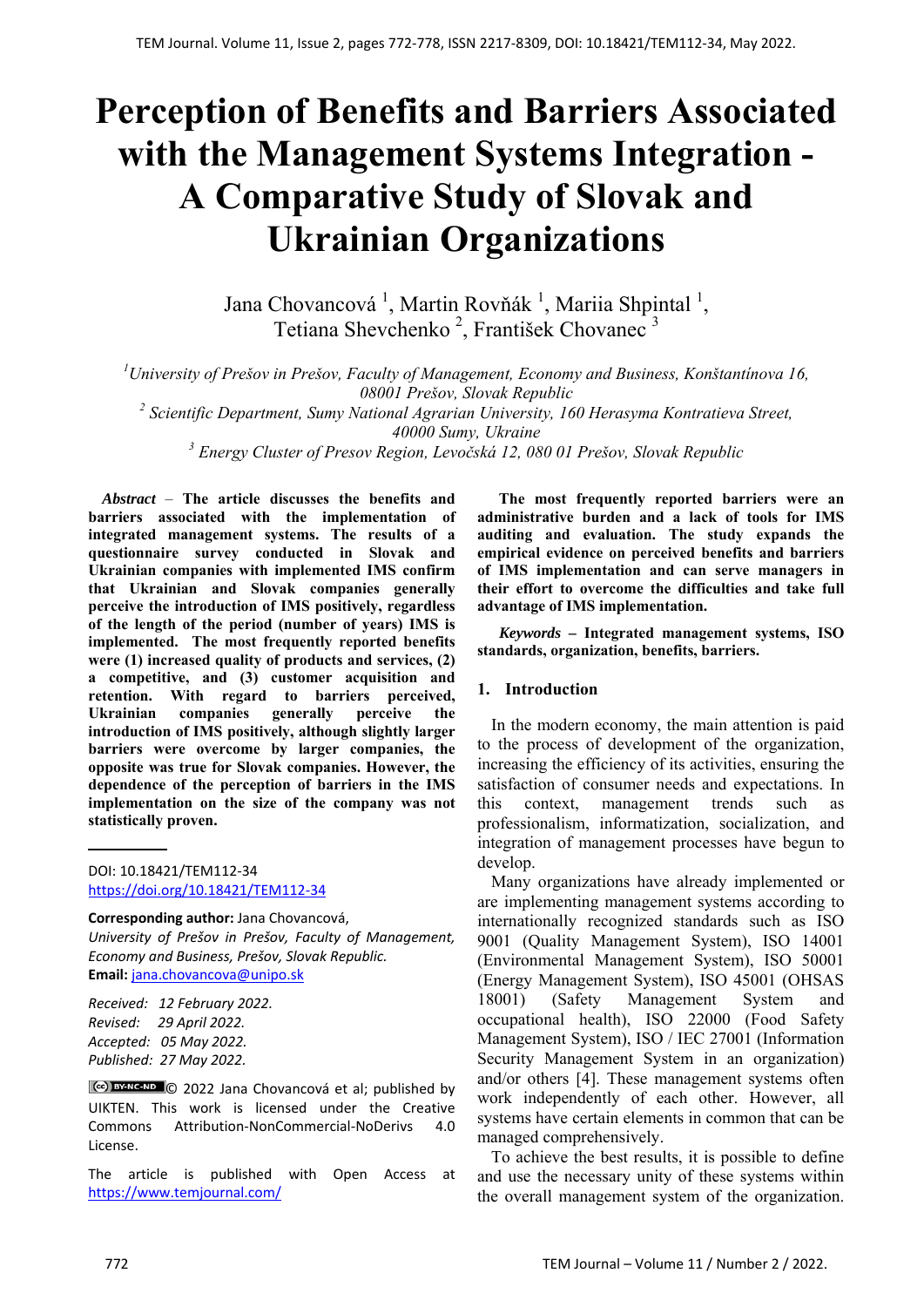# Perception of Benefits and Barriers Associated with the Management Systems Integration - A Comparative Study of Slovak and Ukrainian Organizations

Jana Chovancová [1], Martin Rovňák [1], Mariia Shpintal [1], Tetiana Shevchenko [2], František Chovanec [3]

[1]*University of Prešov in Prešov, Faculty of Management, Economy and Business, Konštantínova 16, 08001 Prešov, Slovak Republic*
[2] *Scientific Department, Sumy National Agrarian University, 160 Herasyma Kontratieva Street, 40000 Sumy, Ukraine*
[3] *Energy Cluster of Presov Region, Levočská 12, 080 01 Prešov, Slovak Republic*

***Abstract*** – **The article discusses the benefits and barriers associated with the implementation of integrated management systems. The results of a questionnaire survey conducted in Slovak and Ukrainian companies with implemented IMS confirm that Ukrainian and Slovak companies generally perceive the introduction of IMS positively, regardless of the length of the period (number of years) IMS is implemented. The most frequently reported benefits were (1) increased quality of products and services, (2) a competitive, and (3) customer acquisition and retention. With regard to barriers perceived, Ukrainian companies generally perceive the introduction of IMS positively, although slightly larger barriers were overcome by larger companies, the opposite was true for Slovak companies. However, the dependence of the perception of barriers in the IMS implementation on the size of the company was not statistically proven.**

**The most frequently reported barriers were an administrative burden and a lack of tools for IMS auditing and evaluation. The study expands the empirical evidence on perceived benefits and barriers of IMS implementation and can serve managers in their effort to overcome the difficulties and take full advantage of IMS implementation.**

***Keywords*** **– Integrated management systems, ISO standards, organization, benefits, barriers.**

DOI: 10.18421/TEM112-34
https://doi.org/10.18421/TEM112-34

**Corresponding author:** Jana Chovancová,
*University of Prešov in Prešov, Faculty of Management, Economy and Business, Prešov, Slovak Republic.*
**Email:** jana.chovancova@unipo.sk

*Received: 12 February 2022.*
*Revised: 29 April 2022.*
*Accepted: 05 May 2022.*
*Published: 27 May 2022.*

© 2022 Jana Chovancová et al; published by UIKTEN. This work is licensed under the Creative Commons Attribution-NonCommercial-NoDerivs 4.0 License.

The article is published with Open Access at https://www.temjournal.com/

## 1. Introduction

In the modern economy, the main attention is paid to the process of development of the organization, increasing the efficiency of its activities, ensuring the satisfaction of consumer needs and expectations. In this context, management trends such as professionalism, informatization, socialization, and integration of management processes have begun to develop.

Many organizations have already implemented or are implementing management systems according to internationally recognized standards such as ISO 9001 (Quality Management System), ISO 14001 (Environmental Management System), ISO 50001 (Energy Management System), ISO 45001 (OHSAS 18001) (Safety Management System and occupational health), ISO 22000 (Food Safety Management System), ISO / IEC 27001 (Information Security Management System in an organization) and/or others [4]. These management systems often work independently of each other. However, all systems have certain elements in common that can be managed comprehensively.

To achieve the best results, it is possible to define and use the necessary unity of these systems within the overall management system of the organization.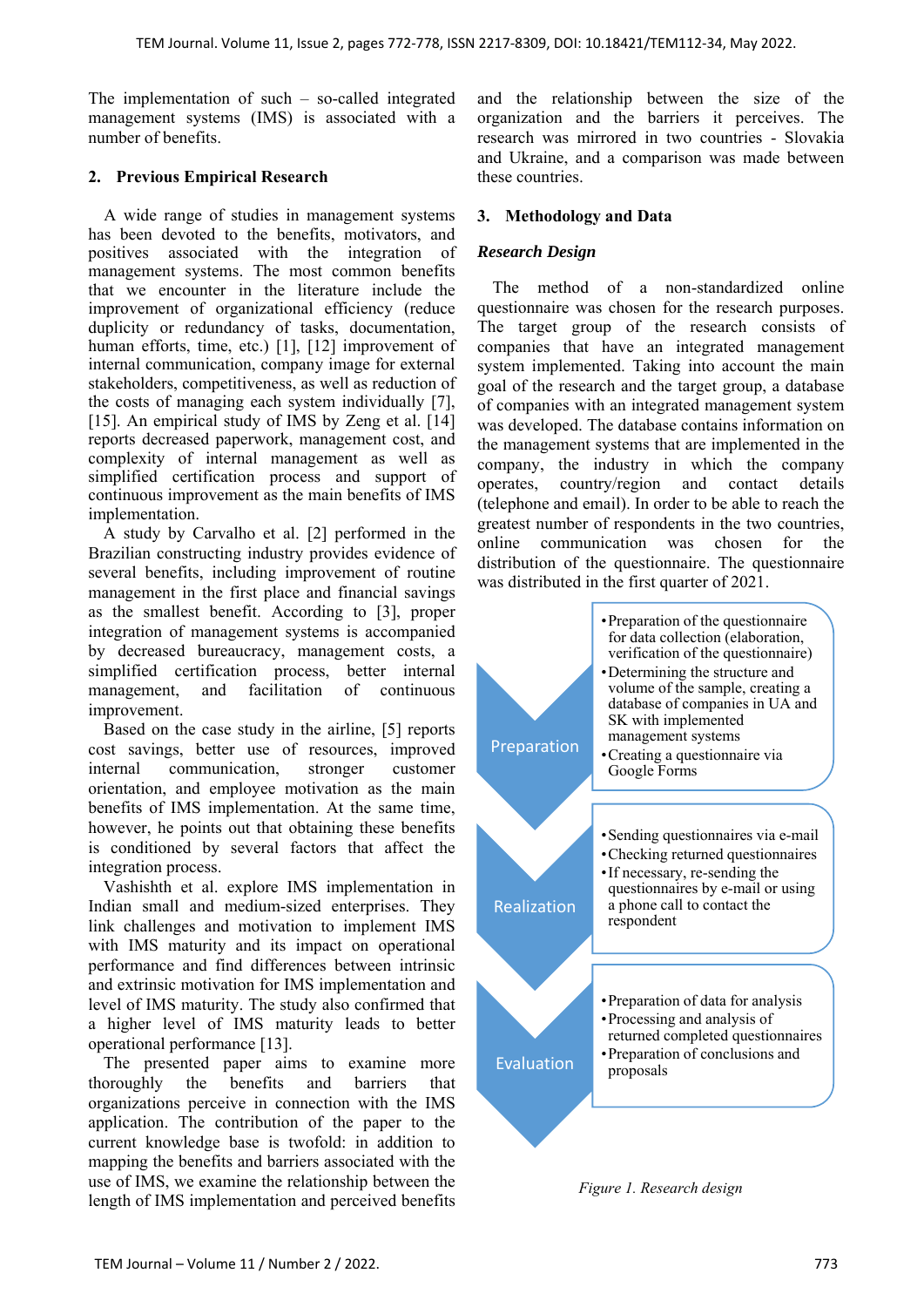The implementation of such – so-called integrated management systems (IMS) is associated with a number of benefits.

## 2. Previous Empirical Research

A wide range of studies in management systems has been devoted to the benefits, motivators, and positives associated with the integration of management systems. The most common benefits that we encounter in the literature include the improvement of organizational efficiency (reduce duplicity or redundancy of tasks, documentation, human efforts, time, etc.) [1], [12] improvement of internal communication, company image for external stakeholders, competitiveness, as well as reduction of the costs of managing each system individually [7], [15]. An empirical study of IMS by Zeng et al. [14] reports decreased paperwork, management cost, and complexity of internal management as well as simplified certification process and support of continuous improvement as the main benefits of IMS implementation.

A study by Carvalho et al. [2] performed in the Brazilian constructing industry provides evidence of several benefits, including improvement of routine management in the first place and financial savings as the smallest benefit. According to [3], proper integration of management systems is accompanied by decreased bureaucracy, management costs, a simplified certification process, better internal management, and facilitation of continuous improvement.

Based on the case study in the airline, [5] reports cost savings, better use of resources, improved internal communication, stronger customer orientation, and employee motivation as the main benefits of IMS implementation. At the same time, however, he points out that obtaining these benefits is conditioned by several factors that affect the integration process.

Vashishth et al. explore IMS implementation in Indian small and medium-sized enterprises. They link challenges and motivation to implement IMS with IMS maturity and its impact on operational performance and find differences between intrinsic and extrinsic motivation for IMS implementation and level of IMS maturity. The study also confirmed that a higher level of IMS maturity leads to better operational performance [13].

The presented paper aims to examine more thoroughly the benefits and barriers that organizations perceive in connection with the IMS application. The contribution of the paper to the current knowledge base is twofold: in addition to mapping the benefits and barriers associated with the use of IMS, we examine the relationship between the length of IMS implementation and perceived benefits and the relationship between the size of the organization and the barriers it perceives. The research was mirrored in two countries - Slovakia and Ukraine, and a comparison was made between these countries.

## 3. Methodology and Data

### *Research Design*

The method of a non-standardized online questionnaire was chosen for the research purposes. The target group of the research consists of companies that have an integrated management system implemented. Taking into account the main goal of the research and the target group, a database of companies with an integrated management system was developed. The database contains information on the management systems that are implemented in the company, the industry in which the company operates, country/region and contact details (telephone and email). In order to be able to reach the greatest number of respondents in the two countries, online communication was chosen for the distribution of the questionnaire. The questionnaire was distributed in the first quarter of 2021.

Preparation
- Preparation of the questionnaire for data collection (elaboration, verification of the questionnaire)
- Determining the structure and volume of the sample, creating a database of companies in UA and SK with implemented management systems
- Creating a questionnaire via Google Forms

Realization
- Sending questionnaires via e-mail
- Checking returned questionnaires
- If necessary, re-sending the questionnaires by e-mail or using a phone call to contact the respondent

Evaluation
- Preparation of data for analysis
- Processing and analysis of returned completed questionnaires
- Preparation of conclusions and proposals

*Figure 1. Research design*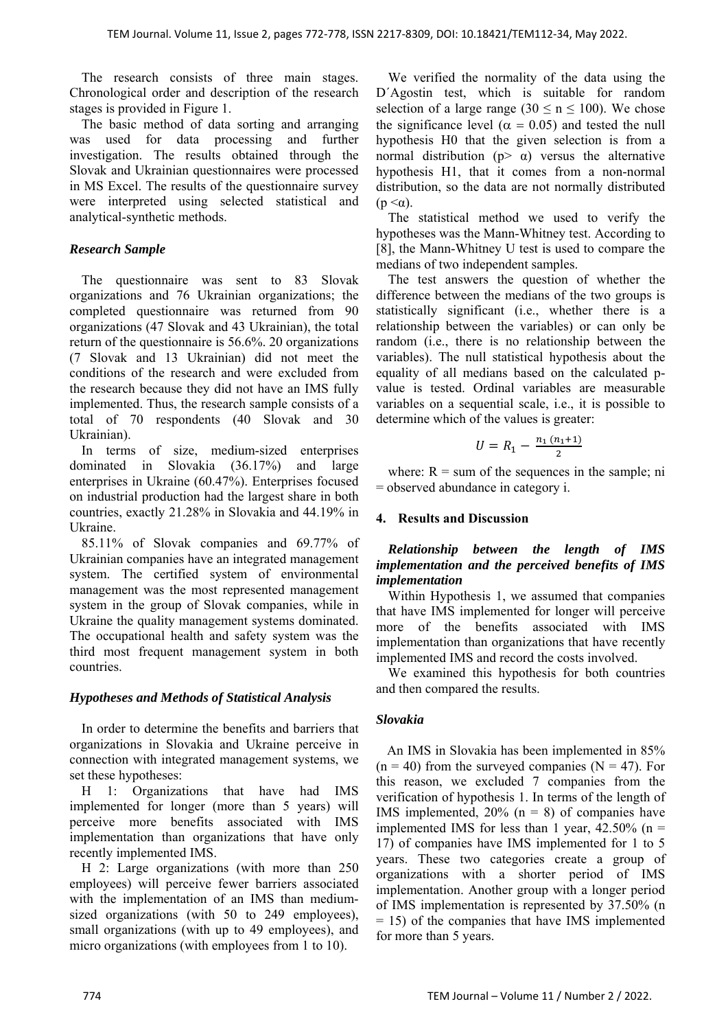The research consists of three main stages. Chronological order and description of the research stages is provided in Figure 1.

The basic method of data sorting and arranging was used for data processing and further investigation. The results obtained through the Slovak and Ukrainian questionnaires were processed in MS Excel. The results of the questionnaire survey were interpreted using selected statistical and analytical-synthetic methods.

### *Research Sample*

The questionnaire was sent to 83 Slovak organizations and 76 Ukrainian organizations; the completed questionnaire was returned from 90 organizations (47 Slovak and 43 Ukrainian), the total return of the questionnaire is 56.6%. 20 organizations (7 Slovak and 13 Ukrainian) did not meet the conditions of the research and were excluded from the research because they did not have an IMS fully implemented. Thus, the research sample consists of a total of 70 respondents (40 Slovak and 30 Ukrainian).

In terms of size, medium-sized enterprises dominated in Slovakia (36.17%) and large enterprises in Ukraine (60.47%). Enterprises focused on industrial production had the largest share in both countries, exactly 21.28% in Slovakia and 44.19% in Ukraine.

85.11% of Slovak companies and 69.77% of Ukrainian companies have an integrated management system. The certified system of environmental management was the most represented management system in the group of Slovak companies, while in Ukraine the quality management systems dominated. The occupational health and safety system was the third most frequent management system in both countries.

### *Hypotheses and Methods of Statistical Analysis*

In order to determine the benefits and barriers that organizations in Slovakia and Ukraine perceive in connection with integrated management systems, we set these hypotheses:

H 1: Organizations that have had IMS implemented for longer (more than 5 years) will perceive more benefits associated with IMS implementation than organizations that have only recently implemented IMS.

H 2: Large organizations (with more than 250 employees) will perceive fewer barriers associated with the implementation of an IMS than medium-sized organizations (with 50 to 249 employees), small organizations (with up to 49 employees), and micro organizations (with employees from 1 to 10).

We verified the normality of the data using the D´Agostin test, which is suitable for random selection of a large range ($30 \leq n \leq 100$). We chose the significance level ($\alpha = 0.05$) and tested the null hypothesis H0 that the given selection is from a normal distribution ($p > \alpha$) versus the alternative hypothesis H1, that it comes from a non-normal distribution, so the data are not normally distributed ($p < \alpha$).

The statistical method we used to verify the hypotheses was the Mann-Whitney test. According to [8], the Mann-Whitney U test is used to compare the medians of two independent samples.

The test answers the question of whether the difference between the medians of the two groups is statistically significant (i.e., whether there is a relationship between the variables) or can only be random (i.e., there is no relationship between the variables). The null statistical hypothesis about the equality of all medians based on the calculated p-value is tested. Ordinal variables are measurable variables on a sequential scale, i.e., it is possible to determine which of the values is greater:

$$U = R_1 - \frac{n_1\,(n_1+1)}{2}$$

where: R = sum of the sequences in the sample; ni = observed abundance in category i.

## 4. Results and Discussion

### *Relationship between the length of IMS implementation and the perceived benefits of IMS implementation*

Within Hypothesis 1, we assumed that companies that have IMS implemented for longer will perceive more of the benefits associated with IMS implementation than organizations that have recently implemented IMS and record the costs involved.

We examined this hypothesis for both countries and then compared the results.

### *Slovakia*

An IMS in Slovakia has been implemented in 85% ($n = 40$) from the surveyed companies ($N = 47$). For this reason, we excluded 7 companies from the verification of hypothesis 1. In terms of the length of IMS implemented, 20% ($n = 8$) of companies have implemented IMS for less than 1 year, 42.50% ($n = 17$) of companies have IMS implemented for 1 to 5 years. These two categories create a group of organizations with a shorter period of IMS implementation. Another group with a longer period of IMS implementation is represented by 37.50% ($n = 15$) of the companies that have IMS implemented for more than 5 years.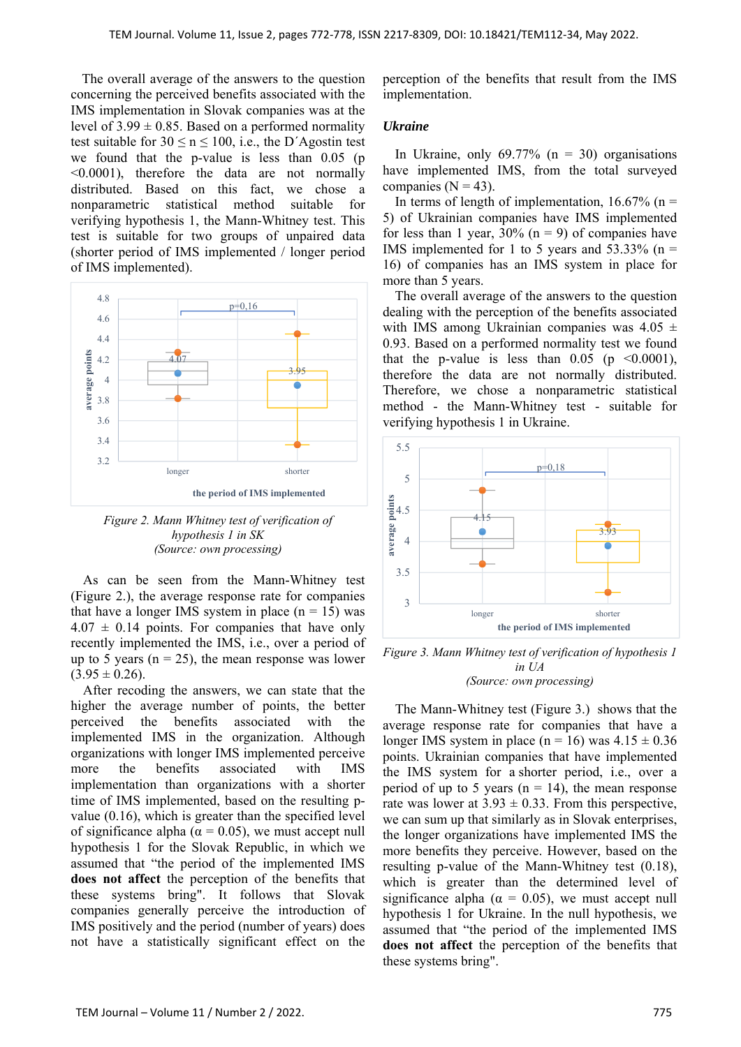The overall average of the answers to the question concerning the perceived benefits associated with the IMS implementation in Slovak companies was at the level of 3.99 ± 0.85. Based on a performed normality test suitable for 30 ≤ n ≤ 100, i.e., the D´Agostin test we found that the p-value is less than 0.05 (p <0.0001), therefore the data are not normally distributed. Based on this fact, we chose a nonparametric statistical method suitable for verifying hypothesis 1, the Mann-Whitney test. This test is suitable for two groups of unpaired data (shorter period of IMS implemented / longer period of IMS implemented).

4.8
4.6
4.4
4.2
4
3.8
3.6
3.4
3.2
average points
p=0,16
4.07
3.95
longer
shorter
the period of IMS implemented

*Figure 2. Mann Whitney test of verification of hypothesis 1 in SK*
*(Source: own processing)*

As can be seen from the Mann-Whitney test (Figure 2.), the average response rate for companies that have a longer IMS system in place (n = 15) was 4.07 ± 0.14 points. For companies that have only recently implemented the IMS, i.e., over a period of up to 5 years (n = 25), the mean response was lower (3.95 ± 0.26).

After recoding the answers, we can state that the higher the average number of points, the better perceived the benefits associated with the implemented IMS in the organization. Although organizations with longer IMS implemented perceive more the benefits associated with IMS implementation than organizations with a shorter time of IMS implemented, based on the resulting p-value (0.16), which is greater than the specified level of significance alpha (α = 0.05), we must accept null hypothesis 1 for the Slovak Republic, in which we assumed that "the period of the implemented IMS **does not affect** the perception of the benefits that these systems bring". It follows that Slovak companies generally perceive the introduction of IMS positively and the period (number of years) does not have a statistically significant effect on the perception of the benefits that result from the IMS implementation.

### *Ukraine*

In Ukraine, only 69.77% (n = 30) organisations have implemented IMS, from the total surveyed companies (N = 43).

In terms of length of implementation, 16.67% (n = 5) of Ukrainian companies have IMS implemented for less than 1 year, 30% (n = 9) of companies have IMS implemented for 1 to 5 years and 53.33% (n = 16) of companies has an IMS system in place for more than 5 years.

The overall average of the answers to the question dealing with the perception of the benefits associated with IMS among Ukrainian companies was 4.05 ± 0.93. Based on a performed normality test we found that the p-value is less than 0.05 (p <0.0001), therefore the data are not normally distributed. Therefore, we chose a nonparametric statistical method - the Mann-Whitney test - suitable for verifying hypothesis 1 in Ukraine.

5.5
5
4.5
4
3.5
3
average points
p=0,18
4.15
3.93
longer
shorter
the period of IMS implemented

*Figure 3. Mann Whitney test of verification of hypothesis 1 in UA*
*(Source: own processing)*

The Mann-Whitney test (Figure 3.) shows that the average response rate for companies that have a longer IMS system in place (n = 16) was 4.15 ± 0.36 points. Ukrainian companies that have implemented the IMS system for a shorter period, i.e., over a period of up to 5 years (n = 14), the mean response rate was lower at 3.93 ± 0.33. From this perspective, we can sum up that similarly as in Slovak enterprises, the longer organizations have implemented IMS the more benefits they perceive. However, based on the resulting p-value of the Mann-Whitney test (0.18), which is greater than the determined level of significance alpha (α = 0.05), we must accept null hypothesis 1 for Ukraine. In the null hypothesis, we assumed that "the period of the implemented IMS **does not affect** the perception of the benefits that these systems bring".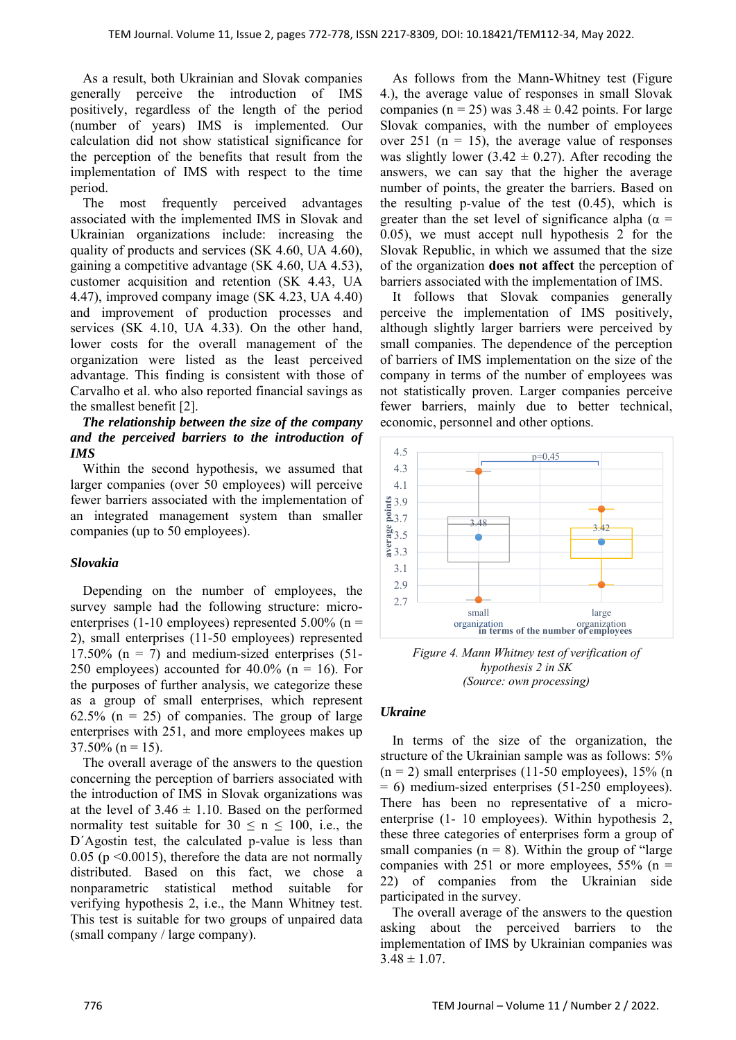As a result, both Ukrainian and Slovak companies generally perceive the introduction of IMS positively, regardless of the length of the period (number of years) IMS is implemented. Our calculation did not show statistical significance for the perception of the benefits that result from the implementation of IMS with respect to the time period.

The most frequently perceived advantages associated with the implemented IMS in Slovak and Ukrainian organizations include: increasing the quality of products and services (SK 4.60, UA 4.60), gaining a competitive advantage (SK 4.60, UA 4.53), customer acquisition and retention (SK 4.43, UA 4.47), improved company image (SK 4.23, UA 4.40) and improvement of production processes and services (SK 4.10, UA 4.33). On the other hand, lower costs for the overall management of the organization were listed as the least perceived advantage. This finding is consistent with those of Carvalho et al. who also reported financial savings as the smallest benefit [2].

***The relationship between the size of the company and the perceived barriers to the introduction of IMS***

Within the second hypothesis, we assumed that larger companies (over 50 employees) will perceive fewer barriers associated with the implementation of an integrated management system than smaller companies (up to 50 employees).

### *Slovakia*

Depending on the number of employees, the survey sample had the following structure: micro-enterprises (1-10 employees) represented 5.00% (n = 2), small enterprises (11-50 employees) represented 17.50% (n = 7) and medium-sized enterprises (51-250 employees) accounted for 40.0% (n = 16). For the purposes of further analysis, we categorize these as a group of small enterprises, which represent 62.5% (n = 25) of companies. The group of large enterprises with 251, and more employees makes up 37.50% (n = 15).

The overall average of the answers to the question concerning the perception of barriers associated with the introduction of IMS in Slovak organizations was at the level of 3.46 ± 1.10. Based on the performed normality test suitable for $30 \leq n \leq 100$, i.e., the D´Agostin test, the calculated p-value is less than 0.05 ($p < 0.0015$), therefore the data are not normally distributed. Based on this fact, we chose a nonparametric statistical method suitable for verifying hypothesis 2, i.e., the Mann Whitney test. This test is suitable for two groups of unpaired data (small company / large company).

As follows from the Mann-Whitney test (Figure 4.), the average value of responses in small Slovak companies (n = 25) was 3.48 ± 0.42 points. For large Slovak companies, with the number of employees over 251 (n = 15), the average value of responses was slightly lower (3.42 ± 0.27). After recoding the answers, we can say that the higher the average number of points, the greater the barriers. Based on the resulting p-value of the test (0.45), which is greater than the set level of significance alpha ($\alpha = 0.05$), we must accept null hypothesis 2 for the Slovak Republic, in which we assumed that the size of the organization **does not affect** the perception of barriers associated with the implementation of IMS.

It follows that Slovak companies generally perceive the implementation of IMS positively, although slightly larger barriers were perceived by small companies. The dependence of the perception of barriers of IMS implementation on the size of the company in terms of the number of employees was not statistically proven. Larger companies perceive fewer barriers, mainly due to better technical, economic, personnel and other options.

4.5
4.3
4.1
3.9
3.7
3.5
3.3
3.1
2.9
2.7
average points
p=0,45
3.48
3.42
small organization
large organization
in terms of the number of employees

*Figure 4. Mann Whitney test of verification of hypothesis 2 in SK*
*(Source: own processing)*

### *Ukraine*

In terms of the size of the organization, the structure of the Ukrainian sample was as follows: 5% (n = 2) small enterprises (11-50 employees), 15% (n = 6) medium-sized enterprises (51-250 employees). There has been no representative of a micro-enterprise (1- 10 employees). Within hypothesis 2, these three categories of enterprises form a group of small companies (n = 8). Within the group of "large companies with 251 or more employees, 55% (n = 22) of companies from the Ukrainian side participated in the survey.

The overall average of the answers to the question asking about the perceived barriers to the implementation of IMS by Ukrainian companies was 3.48 ± 1.07.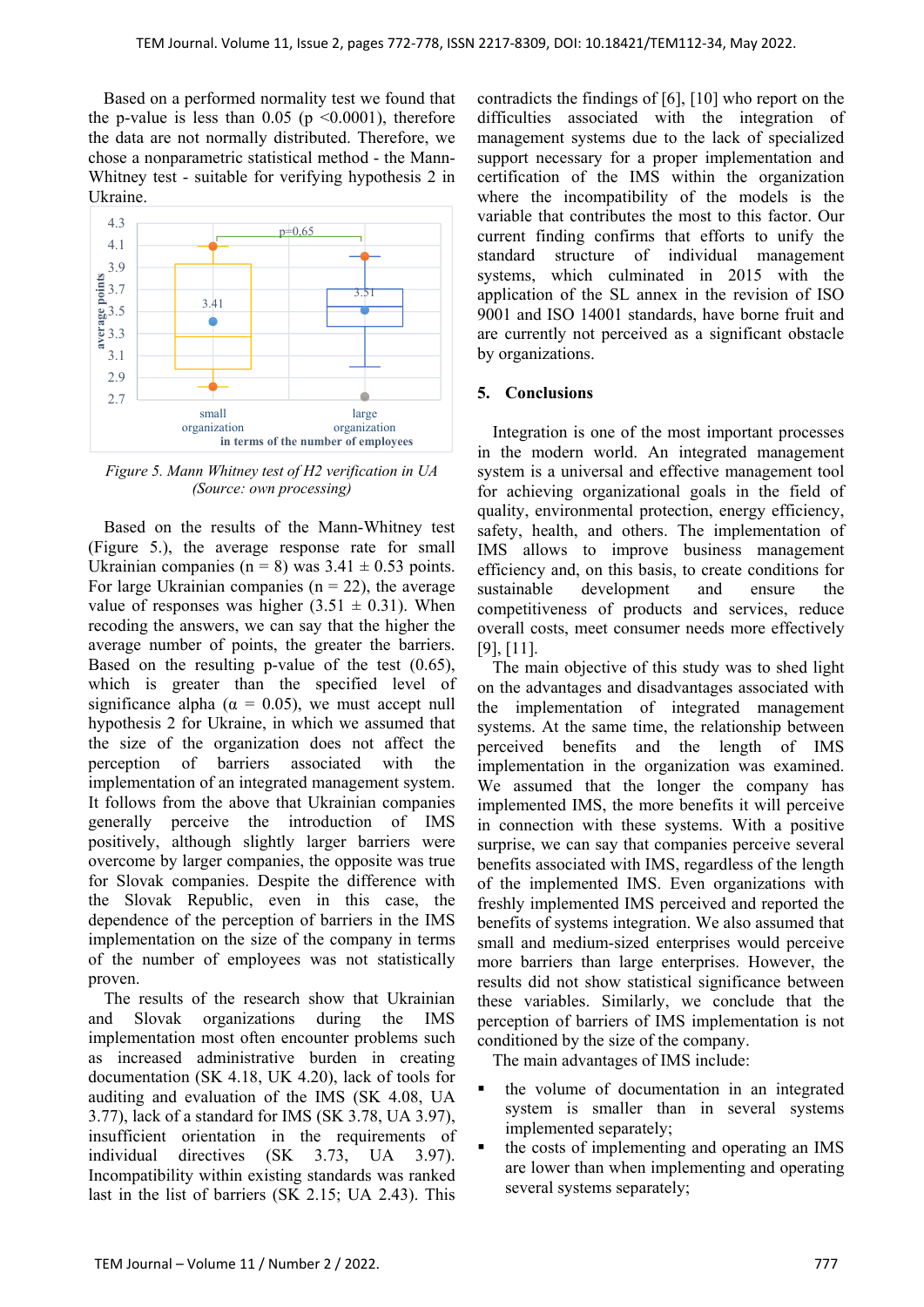Based on a performed normality test we found that the p-value is less than 0.05 ($p < 0.0001$), therefore the data are not normally distributed. Therefore, we chose a nonparametric statistical method - the Mann-Whitney test - suitable for verifying hypothesis 2 in Ukraine.

4.3
4.1
3.9
3.7
3.5
3.3
3.1
2.9
2.7
average points
p=0,65
3.41
3.51
small organization
large organization
in terms of the number of employees

*Figure 5. Mann Whitney test of H2 verification in UA (Source: own processing)*

Based on the results of the Mann-Whitney test (Figure 5.), the average response rate for small Ukrainian companies ($n = 8$) was $3.41 \pm 0.53$ points. For large Ukrainian companies ($n = 22$), the average value of responses was higher ($3.51 \pm 0.31$). When recoding the answers, we can say that the higher the average number of points, the greater the barriers. Based on the resulting p-value of the test (0.65), which is greater than the specified level of significance alpha ($\alpha = 0.05$), we must accept null hypothesis 2 for Ukraine, in which we assumed that the size of the organization does not affect the perception of barriers associated with the implementation of an integrated management system. It follows from the above that Ukrainian companies generally perceive the introduction of IMS positively, although slightly larger barriers were overcome by larger companies, the opposite was true for Slovak companies. Despite the difference with the Slovak Republic, even in this case, the dependence of the perception of barriers in the IMS implementation on the size of the company in terms of the number of employees was not statistically proven.

The results of the research show that Ukrainian and Slovak organizations during the IMS implementation most often encounter problems such as increased administrative burden in creating documentation (SK 4.18, UK 4.20), lack of tools for auditing and evaluation of the IMS (SK 4.08, UA 3.77), lack of a standard for IMS (SK 3.78, UA 3.97), insufficient orientation in the requirements of individual directives (SK 3.73, UA 3.97). Incompatibility within existing standards was ranked last in the list of barriers (SK 2.15; UA 2.43). This contradicts the findings of [6], [10] who report on the difficulties associated with the integration of management systems due to the lack of specialized support necessary for a proper implementation and certification of the IMS within the organization where the incompatibility of the models is the variable that contributes the most to this factor. Our current finding confirms that efforts to unify the standard structure of individual management systems, which culminated in 2015 with the application of the SL annex in the revision of ISO 9001 and ISO 14001 standards, have borne fruit and are currently not perceived as a significant obstacle by organizations.

## 5. Conclusions

Integration is one of the most important processes in the modern world. An integrated management system is a universal and effective management tool for achieving organizational goals in the field of quality, environmental protection, energy efficiency, safety, health, and others. The implementation of IMS allows to improve business management efficiency and, on this basis, to create conditions for sustainable development and ensure the competitiveness of products and services, reduce overall costs, meet consumer needs more effectively [9], [11].

The main objective of this study was to shed light on the advantages and disadvantages associated with the implementation of integrated management systems. At the same time, the relationship between perceived benefits and the length of IMS implementation in the organization was examined. We assumed that the longer the company has implemented IMS, the more benefits it will perceive in connection with these systems. With a positive surprise, we can say that companies perceive several benefits associated with IMS, regardless of the length of the implemented IMS. Even organizations with freshly implemented IMS perceived and reported the benefits of systems integration. We also assumed that small and medium-sized enterprises would perceive more barriers than large enterprises. However, the results did not show statistical significance between these variables. Similarly, we conclude that the perception of barriers of IMS implementation is not conditioned by the size of the company.

The main advantages of IMS include:

- the volume of documentation in an integrated system is smaller than in several systems implemented separately;
- the costs of implementing and operating an IMS are lower than when implementing and operating several systems separately;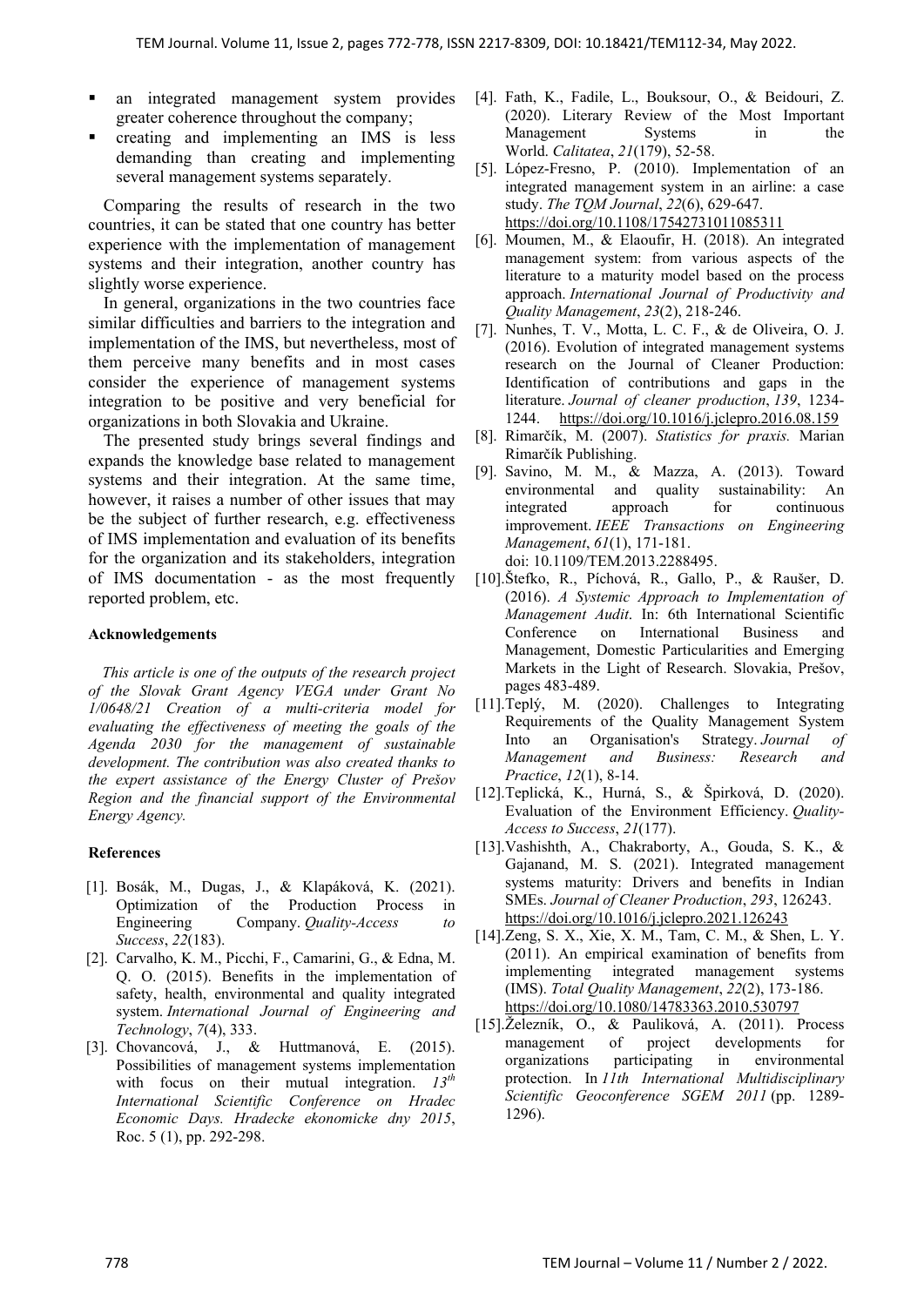- an integrated management system provides greater coherence throughout the company;
- creating and implementing an IMS is less demanding than creating and implementing several management systems separately.

Comparing the results of research in the two countries, it can be stated that one country has better experience with the implementation of management systems and their integration, another country has slightly worse experience.

In general, organizations in the two countries face similar difficulties and barriers to the integration and implementation of the IMS, but nevertheless, most of them perceive many benefits and in most cases consider the experience of management systems integration to be positive and very beneficial for organizations in both Slovakia and Ukraine.

The presented study brings several findings and expands the knowledge base related to management systems and their integration. At the same time, however, it raises a number of other issues that may be the subject of further research, e.g. effectiveness of IMS implementation and evaluation of its benefits for the organization and its stakeholders, integration of IMS documentation - as the most frequently reported problem, etc.

**Acknowledgements**

*This article is one of the outputs of the research project of the Slovak Grant Agency VEGA under Grant No 1/0648/21 Creation of a multi-criteria model for evaluating the effectiveness of meeting the goals of the Agenda 2030 for the management of sustainable development. The contribution was also created thanks to the expert assistance of the Energy Cluster of Prešov Region and the financial support of the Environmental Energy Agency.*

**References**

[1]. Bosák, M., Dugas, J., & Klapáková, K. (2021). Optimization of the Production Process in Engineering Company. *Quality-Access to Success*, *22*(183).

[2]. Carvalho, K. M., Picchi, F., Camarini, G., & Edna, M. Q. O. (2015). Benefits in the implementation of safety, health, environmental and quality integrated system. *International Journal of Engineering and Technology*, *7*(4), 333.

[3]. Chovancová, J., & Huttmanová, E. (2015). Possibilities of management systems implementation with focus on their mutual integration. *13th International Scientific Conference on Hradec Economic Days. Hradecke ekonomicke dny 2015*, Roc. 5 (1), pp. 292-298.

[4]. Fath, K., Fadile, L., Bouksour, O., & Beidouri, Z. (2020). Literary Review of the Most Important Management Systems in the World. *Calitatea*, *21*(179), 52-58.

[5]. López-Fresno, P. (2010). Implementation of an integrated management system in an airline: a case study. *The TQM Journal*, *22*(6), 629-647. https://doi.org/10.1108/17542731011085311

[6]. Moumen, M., & Elaoufir, H. (2018). An integrated management system: from various aspects of the literature to a maturity model based on the process approach. *International Journal of Productivity and Quality Management*, *23*(2), 218-246.

[7]. Nunhes, T. V., Motta, L. C. F., & de Oliveira, O. J. (2016). Evolution of integrated management systems research on the Journal of Cleaner Production: Identification of contributions and gaps in the literature. *Journal of cleaner production*, *139*, 1234-1244. https://doi.org/10.1016/j.jclepro.2016.08.159

[8]. Rimarčík, M. (2007). *Statistics for praxis.* Marian Rimarčík Publishing.

[9]. Savino, M. M., & Mazza, A. (2013). Toward environmental and quality sustainability: An integrated approach for continuous improvement. *IEEE Transactions on Engineering Management*, *61*(1), 171-181. doi: 10.1109/TEM.2013.2288495.

[10]. Štefko, R., Píchová, R., Gallo, P., & Raušer, D. (2016). *A Systemic Approach to Implementation of Management Audit*. In: 6th International Scientific Conference on International Business and Management, Domestic Particularities and Emerging Markets in the Light of Research. Slovakia, Prešov, pages 483-489.

[11]. Teplý, M. (2020). Challenges to Integrating Requirements of the Quality Management System Into an Organisation's Strategy. *Journal of Management and Business: Research and Practice*, *12*(1), 8-14.

[12]. Teplická, K., Hurná, S., & Špirková, D. (2020). Evaluation of the Environment Efficiency. *Quality-Access to Success*, *21*(177).

[13]. Vashishth, A., Chakraborty, A., Gouda, S. K., & Gajanand, M. S. (2021). Integrated management systems maturity: Drivers and benefits in Indian SMEs. *Journal of Cleaner Production*, *293*, 126243. https://doi.org/10.1016/j.jclepro.2021.126243

[14]. Zeng, S. X., Xie, X. M., Tam, C. M., & Shen, L. Y. (2011). An empirical examination of benefits from implementing integrated management systems (IMS). *Total Quality Management*, *22*(2), 173-186. https://doi.org/10.1080/14783363.2010.530797

[15]. Železník, O., & Pauliková, A. (2011). Process management of project developments for organizations participating in environmental protection. In *11th International Multidisciplinary Scientific Geoconference SGEM 2011* (pp. 1289-1296).